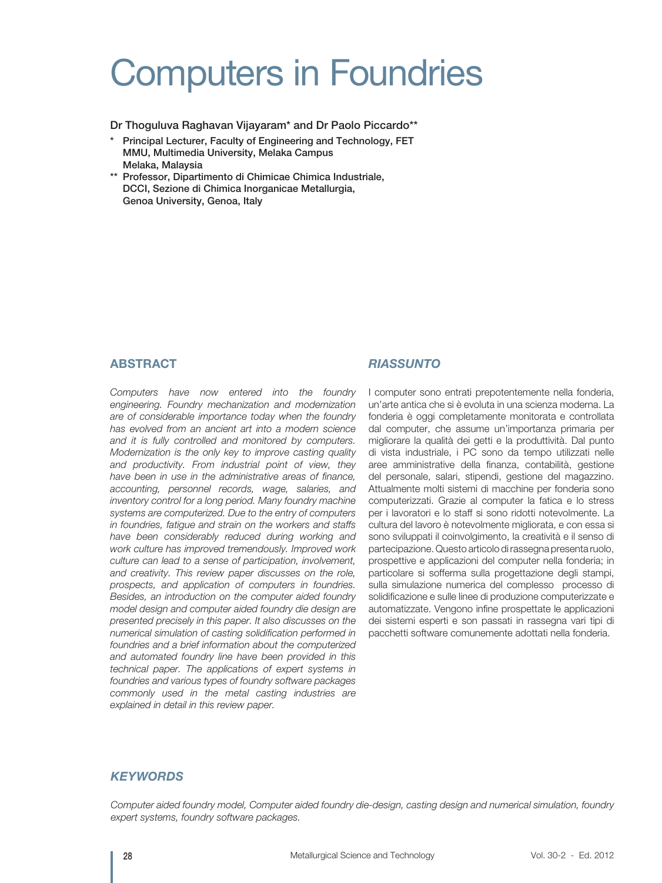# Computers in Foundries

Dr Thoguluva Raghavan Vijayaram* and Dr Paolo Piccardo**

\* Principal Lecturer, Faculty of Engineering and Technology, FET MMU, Multimedia University, Melaka Campus Melaka, Malaysia

\*\* Professor, Dipartimento di Chimicae Chimica Industriale, DCCI, Sezione di Chimica Inorganicae Metallurgia, Genoa University, Genoa, Italy

## ABSTRACT

*Computers have now entered into the foundry engineering. Foundry mechanization and modernization are of considerable importance today when the foundry has evolved from an ancient art into a modern science and it is fully controlled and monitored by computers. Modernization is the only key to improve casting quality and productivity. From industrial point of view, they have been in use in the administrative areas of finance, accounting, personnel records, wage, salaries, and inventory control for a long period. Many foundry machine systems are computerized. Due to the entry of computers in foundries, fatigue and strain on the workers and staffs have been considerably reduced during working and work culture has improved tremendously. Improved work culture can lead to a sense of participation, involvement, and creativity. This review paper discusses on the role, prospects, and application of computers in foundries. Besides, an introduction on the computer aided foundry model design and computer aided foundry die design are presented precisely in this paper. It also discusses on the numerical simulation of casting solidification performed in foundries and a brief information about the computerized and automated foundry line have been provided in this technical paper. The applications of expert systems in foundries and various types of foundry software packages commonly used in the metal casting industries are explained in detail in this review paper.*

## *RIASSUNTO*

I computer sono entrati prepotentemente nella fonderia, un'arte antica che si è evoluta in una scienza moderna. La fonderia è oggi completamente monitorata e controllata dal computer, che assume un'importanza primaria per migliorare la qualità dei getti e la produttività. Dal punto di vista industriale, i PC sono da tempo utilizzati nelle aree amministrative della finanza, contabilità, gestione del personale, salari, stipendi, gestione del magazzino. Attualmente molti sistemi di macchine per fonderia sono computerizzati. Grazie al computer la fatica e lo stress per i lavoratori e lo staff si sono ridotti notevolmente. La cultura del lavoro è notevolmente migliorata, e con essa si sono sviluppati il coinvolgimento, la creatività e il senso di partecipazione. Questo articolo di rassegna presenta ruolo, prospettive e applicazioni del computer nella fonderia; in particolare si sofferma sulla progettazione degli stampi, sulla simulazione numerica del complesso processo di solidificazione e sulle linee di produzione computerizzate e automatizzate. Vengono infine prospettate le applicazioni dei sistemi esperti e son passati in rassegna vari tipi di pacchetti software comunemente adottati nella fonderia.

## *KEYWORDS*

*Computer aided foundry model, Computer aided foundry die-design, casting design and numerical simulation, foundry expert systems, foundry software packages.*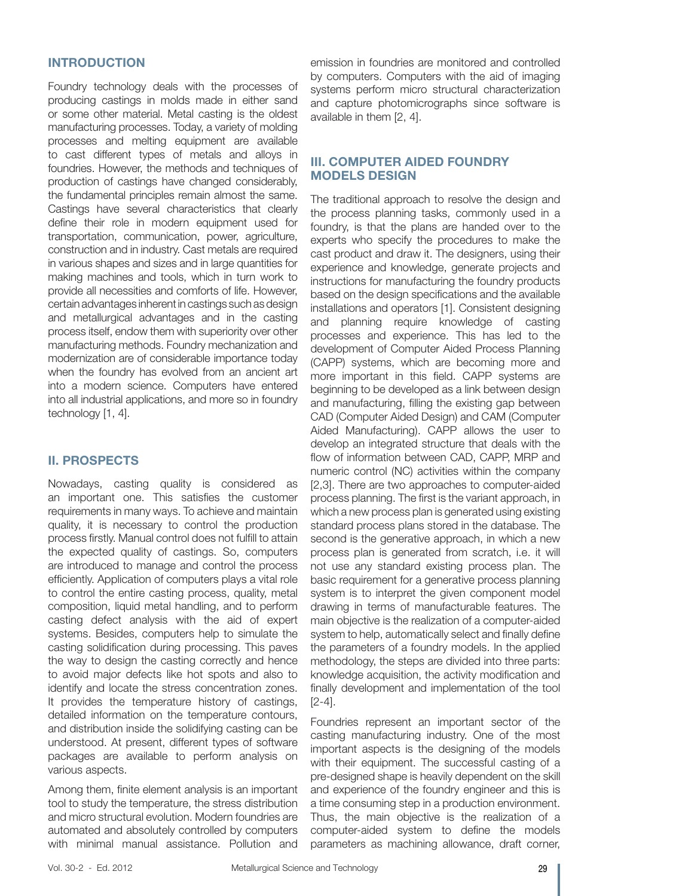## INTRODUCTION

Foundry technology deals with the processes of producing castings in molds made in either sand or some other material. Metal casting is the oldest manufacturing processes. Today, a variety of molding processes and melting equipment are available to cast different types of metals and alloys in foundries. However, the methods and techniques of production of castings have changed considerably, the fundamental principles remain almost the same. Castings have several characteristics that clearly define their role in modern equipment used for transportation, communication, power, agriculture, construction and in industry. Cast metals are required in various shapes and sizes and in large quantities for making machines and tools, which in turn work to provide all necessities and comforts of life. However, certain advantages inherent in castings such as design and metallurgical advantages and in the casting process itself, endow them with superiority over other manufacturing methods. Foundry mechanization and modernization are of considerable importance today when the foundry has evolved from an ancient art into a modern science. Computers have entered into all industrial applications, and more so in foundry technology [1, 4].

## II. PROSPECTS

Nowadays, casting quality is considered as an important one. This satisfies the customer requirements in many ways. To achieve and maintain quality, it is necessary to control the production process firstly. Manual control does not fulfill to attain the expected quality of castings. So, computers are introduced to manage and control the process efficiently. Application of computers plays a vital role to control the entire casting process, quality, metal composition, liquid metal handling, and to perform casting defect analysis with the aid of expert systems. Besides, computers help to simulate the casting solidification during processing. This paves the way to design the casting correctly and hence to avoid major defects like hot spots and also to identify and locate the stress concentration zones. It provides the temperature history of castings, detailed information on the temperature contours, and distribution inside the solidifying casting can be understood. At present, different types of software packages are available to perform analysis on various aspects.

Among them, finite element analysis is an important tool to study the temperature, the stress distribution and micro structural evolution. Modern foundries are automated and absolutely controlled by computers with minimal manual assistance. Pollution and emission in foundries are monitored and controlled by computers. Computers with the aid of imaging systems perform micro structural characterization and capture photomicrographs since software is available in them [2, 4].

## III. COMPUTER AIDED FOUNDRY MODELS DESIGN

The traditional approach to resolve the design and the process planning tasks, commonly used in a foundry, is that the plans are handed over to the experts who specify the procedures to make the cast product and draw it. The designers, using their experience and knowledge, generate projects and instructions for manufacturing the foundry products based on the design specifications and the available installations and operators [1]. Consistent designing and planning require knowledge of casting processes and experience. This has led to the development of Computer Aided Process Planning (CAPP) systems, which are becoming more and more important in this field. CAPP systems are beginning to be developed as a link between design and manufacturing, filling the existing gap between CAD (Computer Aided Design) and CAM (Computer Aided Manufacturing). CAPP allows the user to develop an integrated structure that deals with the flow of information between CAD, CAPP, MRP and numeric control (NC) activities within the company [2,3]. There are two approaches to computer-aided process planning. The first is the variant approach, in which a new process plan is generated using existing standard process plans stored in the database. The second is the generative approach, in which a new process plan is generated from scratch, i.e. it will not use any standard existing process plan. The basic requirement for a generative process planning system is to interpret the given component model drawing in terms of manufacturable features. The main objective is the realization of a computer-aided system to help, automatically select and finally define the parameters of a foundry models. In the applied methodology, the steps are divided into three parts: knowledge acquisition, the activity modification and finally development and implementation of the tool [2-4].

Foundries represent an important sector of the casting manufacturing industry. One of the most important aspects is the designing of the models with their equipment. The successful casting of a pre-designed shape is heavily dependent on the skill and experience of the foundry engineer and this is a time consuming step in a production environment. Thus, the main objective is the realization of a computer-aided system to define the models parameters as machining allowance, draft corner,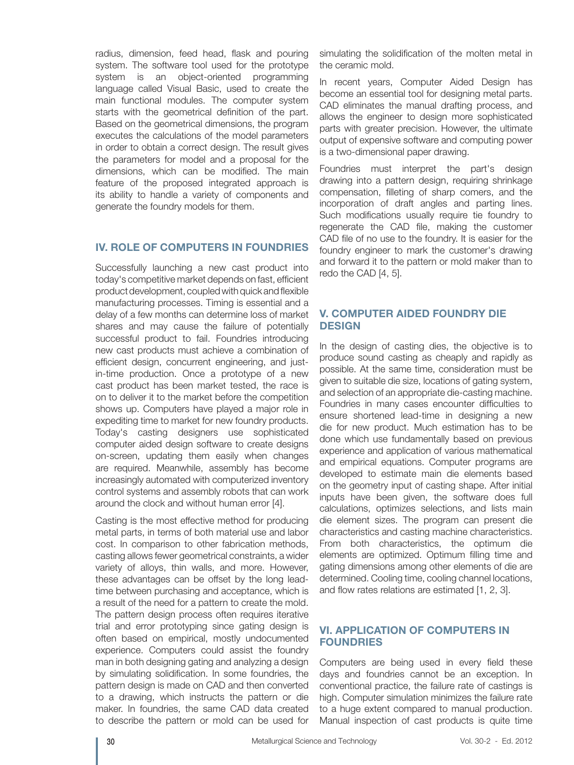radius, dimension, feed head, flask and pouring system. The software tool used for the prototype system is an object-oriented programming language called Visual Basic, used to create the main functional modules. The computer system starts with the geometrical definition of the part. Based on the geometrical dimensions, the program executes the calculations of the model parameters in order to obtain a correct design. The result gives the parameters for model and a proposal for the dimensions, which can be modified. The main feature of the proposed integrated approach is its ability to handle a variety of components and generate the foundry models for them.

## IV. ROLE OF COMPUTERS IN FOUNDRIES

Successfully launching a new cast product into today's competitive market depends on fast, efficient product development, coupled with quick and flexible manufacturing processes. Timing is essential and a delay of a few months can determine loss of market shares and may cause the failure of potentially successful product to fail. Foundries introducing new cast products must achieve a combination of efficient design, concurrent engineering, and just-in-time production. Once a prototype of a new cast product has been market tested, the race is on to deliver it to the market before the competition shows up. Computers have played a major role in expediting time to market for new foundry products. Today's casting designers use sophisticated computer aided design software to create designs on-screen, updating them easily when changes are required. Meanwhile, assembly has become increasingly automated with computerized inventory control systems and assembly robots that can work around the clock and without human error [4].

Casting is the most effective method for producing metal parts, in terms of both material use and labor cost. In comparison to other fabrication methods, casting allows fewer geometrical constraints, a wider variety of alloys, thin walls, and more. However, these advantages can be offset by the long lead-time between purchasing and acceptance, which is a result of the need for a pattern to create the mold. The pattern design process often requires iterative trial and error prototyping since gating design is often based on empirical, mostly undocumented experience. Computers could assist the foundry man in both designing gating and analyzing a design by simulating solidification. In some foundries, the pattern design is made on CAD and then converted to a drawing, which instructs the pattern or die maker. In foundries, the same CAD data created to describe the pattern or mold can be used for simulating the solidification of the molten metal in the ceramic mold.

In recent years, Computer Aided Design has become an essential tool for designing metal parts. CAD eliminates the manual drafting process, and allows the engineer to design more sophisticated parts with greater precision. However, the ultimate output of expensive software and computing power is a two-dimensional paper drawing.

Foundries must interpret the part's design drawing into a pattern design, requiring shrinkage compensation, filleting of sharp comers, and the incorporation of draft angles and parting lines. Such modifications usually require tie foundry to regenerate the CAD file, making the customer CAD file of no use to the foundry. It is easier for the foundry engineer to mark the customer's drawing and forward it to the pattern or mold maker than to redo the CAD [4, 5].

## V. COMPUTER AIDED FOUNDRY DIE DESIGN

In the design of casting dies, the objective is to produce sound casting as cheaply and rapidly as possible. At the same time, consideration must be given to suitable die size, locations of gating system, and selection of an appropriate die-casting machine. Foundries in many cases encounter difficulties to ensure shortened lead-time in designing a new die for new product. Much estimation has to be done which use fundamentally based on previous experience and application of various mathematical and empirical equations. Computer programs are developed to estimate main die elements based on the geometry input of casting shape. After initial inputs have been given, the software does full calculations, optimizes selections, and lists main die element sizes. The program can present die characteristics and casting machine characteristics. From both characteristics, the optimum die elements are optimized. Optimum filling time and gating dimensions among other elements of die are determined. Cooling time, cooling channel locations, and flow rates relations are estimated [1, 2, 3].

## VI. APPLICATION OF COMPUTERS IN FOUNDRIES

Computers are being used in every field these days and foundries cannot be an exception. In conventional practice, the failure rate of castings is high. Computer simulation minimizes the failure rate to a huge extent compared to manual production. Manual inspection of cast products is quite time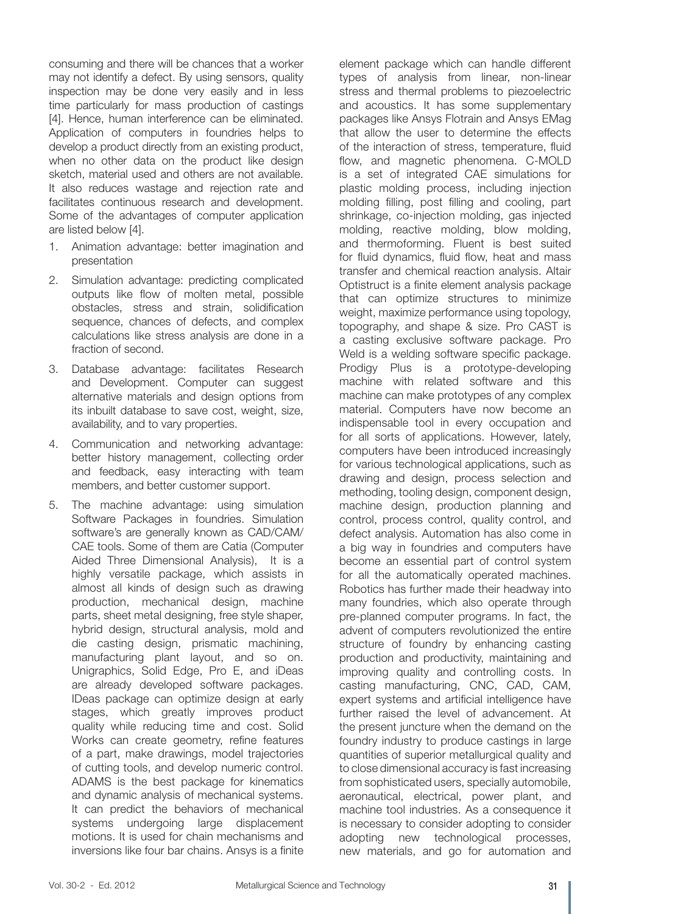consuming and there will be chances that a worker may not identify a defect. By using sensors, quality inspection may be done very easily and in less time particularly for mass production of castings [4]. Hence, human interference can be eliminated. Application of computers in foundries helps to develop a product directly from an existing product, when no other data on the product like design sketch, material used and others are not available. It also reduces wastage and rejection rate and facilitates continuous research and development. Some of the advantages of computer application are listed below [4].

1. Animation advantage: better imagination and presentation
2. Simulation advantage: predicting complicated outputs like flow of molten metal, possible obstacles, stress and strain, solidification sequence, chances of defects, and complex calculations like stress analysis are done in a fraction of second.
3. Database advantage: facilitates Research and Development. Computer can suggest alternative materials and design options from its inbuilt database to save cost, weight, size, availability, and to vary properties.
4. Communication and networking advantage: better history management, collecting order and feedback, easy interacting with team members, and better customer support.
5. The machine advantage: using simulation Software Packages in foundries. Simulation software's are generally known as CAD/CAM/CAE tools. Some of them are Catia (Computer Aided Three Dimensional Analysis), It is a highly versatile package, which assists in almost all kinds of design such as drawing production, mechanical design, machine parts, sheet metal designing, free style shaper, hybrid design, structural analysis, mold and die casting design, prismatic machining, manufacturing plant layout, and so on. Unigraphics, Solid Edge, Pro E, and iDeas are already developed software packages. IDeas package can optimize design at early stages, which greatly improves product quality while reducing time and cost. Solid Works can create geometry, refine features of a part, make drawings, model trajectories of cutting tools, and develop numeric control. ADAMS is the best package for kinematics and dynamic analysis of mechanical systems. It can predict the behaviors of mechanical systems undergoing large displacement motions. It is used for chain mechanisms and inversions like four bar chains. Ansys is a finite element package which can handle different types of analysis from linear, non-linear stress and thermal problems to piezoelectric and acoustics. It has some supplementary packages like Ansys Flotrain and Ansys EMag that allow the user to determine the effects of the interaction of stress, temperature, fluid flow, and magnetic phenomena. C-MOLD is a set of integrated CAE simulations for plastic molding process, including injection molding filling, post filling and cooling, part shrinkage, co-injection molding, gas injected molding, reactive molding, blow molding, and thermoforming. Fluent is best suited for fluid dynamics, fluid flow, heat and mass transfer and chemical reaction analysis. Altair Optistruct is a finite element analysis package that can optimize structures to minimize weight, maximize performance using topology, topography, and shape & size. Pro CAST is a casting exclusive software package. Pro Weld is a welding software specific package. Prodigy Plus is a prototype-developing machine with related software and this machine can make prototypes of any complex material. Computers have now become an indispensable tool in every occupation and for all sorts of applications. However, lately, computers have been introduced increasingly for various technological applications, such as drawing and design, process selection and methoding, tooling design, component design, machine design, production planning and control, process control, quality control, and defect analysis. Automation has also come in a big way in foundries and computers have become an essential part of control system for all the automatically operated machines. Robotics has further made their headway into many foundries, which also operate through pre-planned computer programs. In fact, the advent of computers revolutionized the entire structure of foundry by enhancing casting production and productivity, maintaining and improving quality and controlling costs. In casting manufacturing, CNC, CAD, CAM, expert systems and artificial intelligence have further raised the level of advancement. At the present juncture when the demand on the foundry industry to produce castings in large quantities of superior metallurgical quality and to close dimensional accuracy is fast increasing from sophisticated users, specially automobile, aeronautical, electrical, power plant, and machine tool industries. As a consequence it is necessary to consider adopting to consider adopting new technological processes, new materials, and go for automation and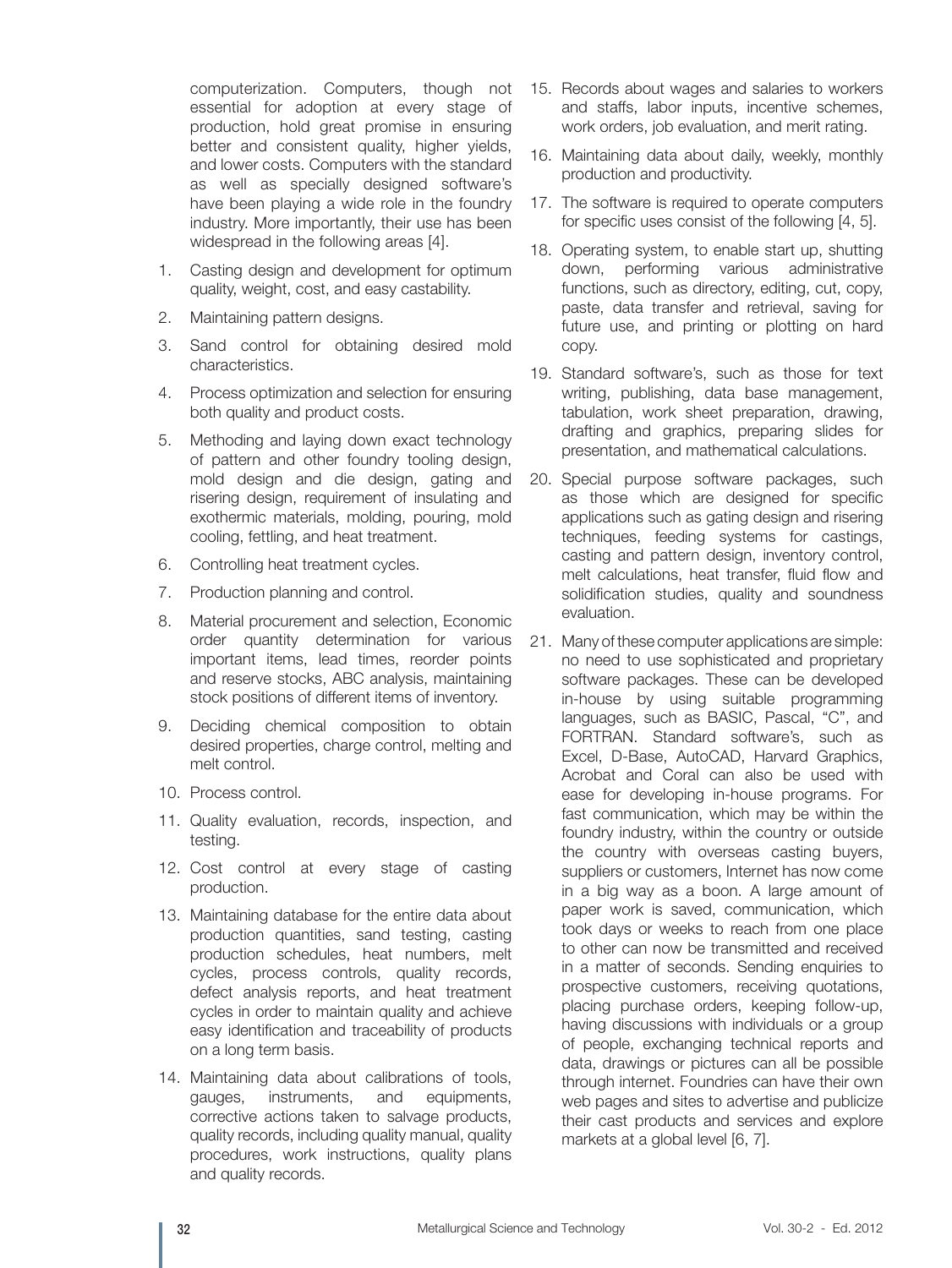computerization. Computers, though not essential for adoption at every stage of production, hold great promise in ensuring better and consistent quality, higher yields, and lower costs. Computers with the standard as well as specially designed software's have been playing a wide role in the foundry industry. More importantly, their use has been widespread in the following areas [4].

1. Casting design and development for optimum quality, weight, cost, and easy castability.
2. Maintaining pattern designs.
3. Sand control for obtaining desired mold characteristics.
4. Process optimization and selection for ensuring both quality and product costs.
5. Methoding and laying down exact technology of pattern and other foundry tooling design, mold design and die design, gating and risering design, requirement of insulating and exothermic materials, molding, pouring, mold cooling, fettling, and heat treatment.
6. Controlling heat treatment cycles.
7. Production planning and control.
8. Material procurement and selection, Economic order quantity determination for various important items, lead times, reorder points and reserve stocks, ABC analysis, maintaining stock positions of different items of inventory.
9. Deciding chemical composition to obtain desired properties, charge control, melting and melt control.
10. Process control.
11. Quality evaluation, records, inspection, and testing.
12. Cost control at every stage of casting production.
13. Maintaining database for the entire data about production quantities, sand testing, casting production schedules, heat numbers, melt cycles, process controls, quality records, defect analysis reports, and heat treatment cycles in order to maintain quality and achieve easy identification and traceability of products on a long term basis.
14. Maintaining data about calibrations of tools, gauges, instruments, and equipments, corrective actions taken to salvage products, quality records, including quality manual, quality procedures, work instructions, quality plans and quality records.
15. Records about wages and salaries to workers and staffs, labor inputs, incentive schemes, work orders, job evaluation, and merit rating.
16. Maintaining data about daily, weekly, monthly production and productivity.
17. The software is required to operate computers for specific uses consist of the following [4, 5].
18. Operating system, to enable start up, shutting down, performing various administrative functions, such as directory, editing, cut, copy, paste, data transfer and retrieval, saving for future use, and printing or plotting on hard copy.
19. Standard software's, such as those for text writing, publishing, data base management, tabulation, work sheet preparation, drawing, drafting and graphics, preparing slides for presentation, and mathematical calculations.
20. Special purpose software packages, such as those which are designed for specific applications such as gating design and risering techniques, feeding systems for castings, casting and pattern design, inventory control, melt calculations, heat transfer, fluid flow and solidification studies, quality and soundness evaluation.
21. Many of these computer applications are simple: no need to use sophisticated and proprietary software packages. These can be developed in-house by using suitable programming languages, such as BASIC, Pascal, "C", and FORTRAN. Standard software's, such as Excel, D-Base, AutoCAD, Harvard Graphics, Acrobat and Coral can also be used with ease for developing in-house programs. For fast communication, which may be within the foundry industry, within the country or outside the country with overseas casting buyers, suppliers or customers, Internet has now come in a big way as a boon. A large amount of paper work is saved, communication, which took days or weeks to reach from one place to other can now be transmitted and received in a matter of seconds. Sending enquiries to prospective customers, receiving quotations, placing purchase orders, keeping follow-up, having discussions with individuals or a group of people, exchanging technical reports and data, drawings or pictures can all be possible through internet. Foundries can have their own web pages and sites to advertise and publicize their cast products and services and explore markets at a global level [6, 7].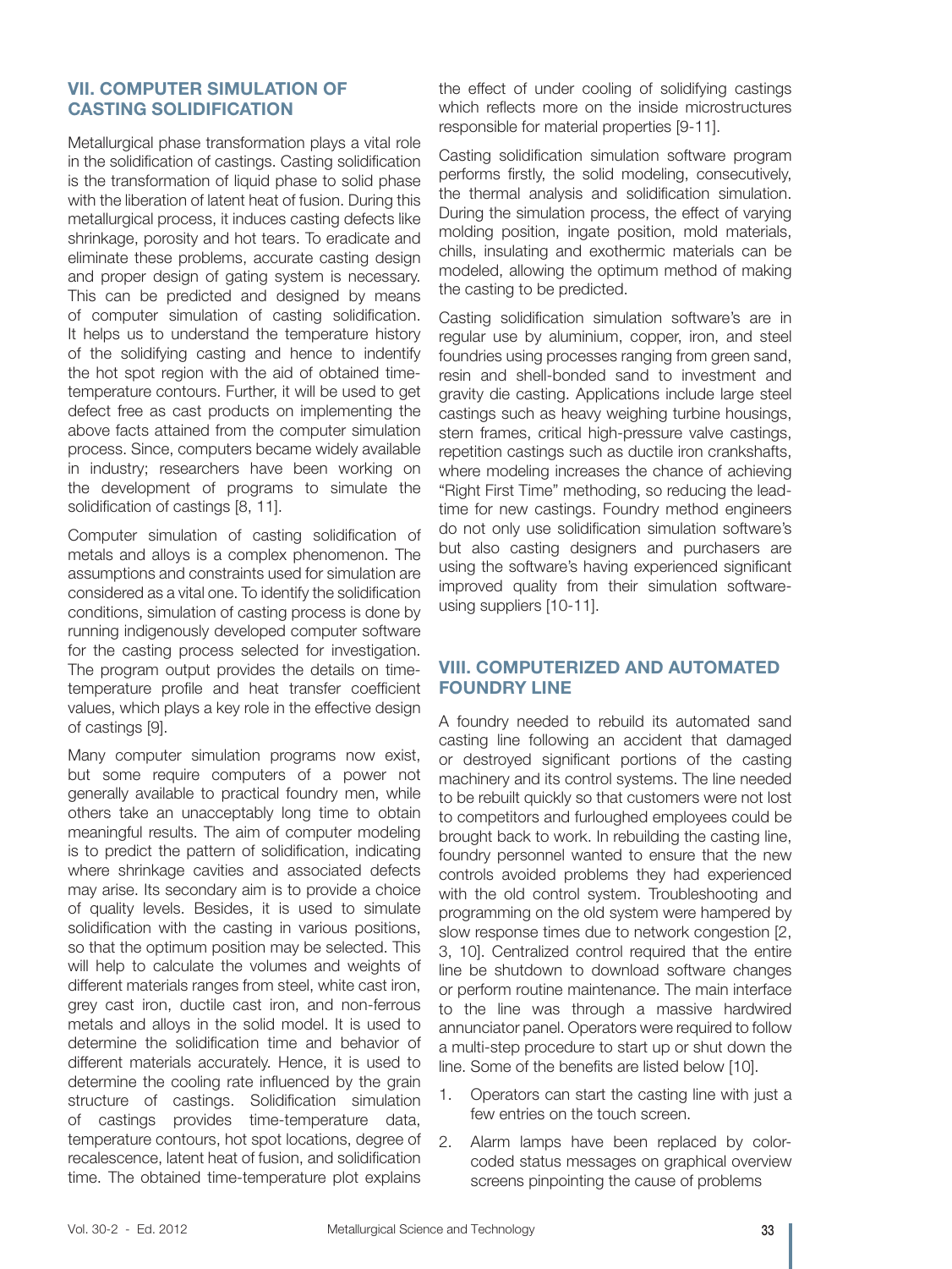## VII. COMPUTER SIMULATION OF CASTING SOLIDIFICATION

Metallurgical phase transformation plays a vital role in the solidification of castings. Casting solidification is the transformation of liquid phase to solid phase with the liberation of latent heat of fusion. During this metallurgical process, it induces casting defects like shrinkage, porosity and hot tears. To eradicate and eliminate these problems, accurate casting design and proper design of gating system is necessary. This can be predicted and designed by means of computer simulation of casting solidification. It helps us to understand the temperature history of the solidifying casting and hence to indentify the hot spot region with the aid of obtained time-temperature contours. Further, it will be used to get defect free as cast products on implementing the above facts attained from the computer simulation process. Since, computers became widely available in industry; researchers have been working on the development of programs to simulate the solidification of castings [8, 11].

Computer simulation of casting solidification of metals and alloys is a complex phenomenon. The assumptions and constraints used for simulation are considered as a vital one. To identify the solidification conditions, simulation of casting process is done by running indigenously developed computer software for the casting process selected for investigation. The program output provides the details on time-temperature profile and heat transfer coefficient values, which plays a key role in the effective design of castings [9].

Many computer simulation programs now exist, but some require computers of a power not generally available to practical foundry men, while others take an unacceptably long time to obtain meaningful results. The aim of computer modeling is to predict the pattern of solidification, indicating where shrinkage cavities and associated defects may arise. Its secondary aim is to provide a choice of quality levels. Besides, it is used to simulate solidification with the casting in various positions, so that the optimum position may be selected. This will help to calculate the volumes and weights of different materials ranges from steel, white cast iron, grey cast iron, ductile cast iron, and non-ferrous metals and alloys in the solid model. It is used to determine the solidification time and behavior of different materials accurately. Hence, it is used to determine the cooling rate influenced by the grain structure of castings. Solidification simulation of castings provides time-temperature data, temperature contours, hot spot locations, degree of recalescence, latent heat of fusion, and solidification time. The obtained time-temperature plot explains the effect of under cooling of solidifying castings which reflects more on the inside microstructures responsible for material properties [9-11].

Casting solidification simulation software program performs firstly, the solid modeling, consecutively, the thermal analysis and solidification simulation. During the simulation process, the effect of varying molding position, ingate position, mold materials, chills, insulating and exothermic materials can be modeled, allowing the optimum method of making the casting to be predicted.

Casting solidification simulation software's are in regular use by aluminium, copper, iron, and steel foundries using processes ranging from green sand, resin and shell-bonded sand to investment and gravity die casting. Applications include large steel castings such as heavy weighing turbine housings, stern frames, critical high-pressure valve castings, repetition castings such as ductile iron crankshafts, where modeling increases the chance of achieving "Right First Time" methoding, so reducing the lead-time for new castings. Foundry method engineers do not only use solidification simulation software's but also casting designers and purchasers are using the software's having experienced significant improved quality from their simulation software-using suppliers [10-11].

## VIII. COMPUTERIZED AND AUTOMATED FOUNDRY LINE

A foundry needed to rebuild its automated sand casting line following an accident that damaged or destroyed significant portions of the casting machinery and its control systems. The line needed to be rebuilt quickly so that customers were not lost to competitors and furloughed employees could be brought back to work. In rebuilding the casting line, foundry personnel wanted to ensure that the new controls avoided problems they had experienced with the old control system. Troubleshooting and programming on the old system were hampered by slow response times due to network congestion [2, 3, 10]. Centralized control required that the entire line be shutdown to download software changes or perform routine maintenance. The main interface to the line was through a massive hardwired annunciator panel. Operators were required to follow a multi-step procedure to start up or shut down the line. Some of the benefits are listed below [10].

1. Operators can start the casting line with just a few entries on the touch screen.
2. Alarm lamps have been replaced by color-coded status messages on graphical overview screens pinpointing the cause of problems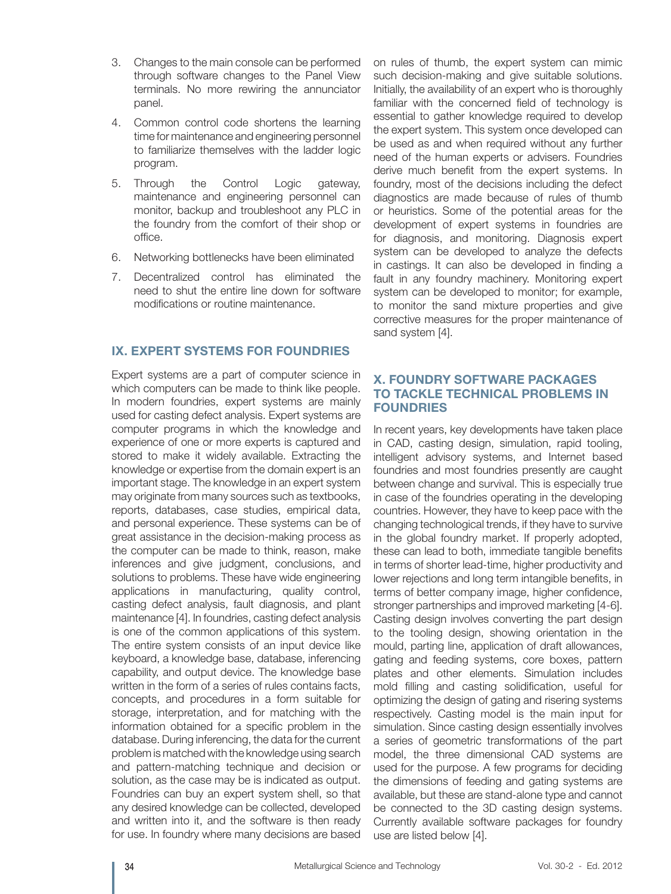3. Changes to the main console can be performed through software changes to the Panel View terminals. No more rewiring the annunciator panel.
4. Common control code shortens the learning time for maintenance and engineering personnel to familiarize themselves with the ladder logic program.
5. Through the Control Logic gateway, maintenance and engineering personnel can monitor, backup and troubleshoot any PLC in the foundry from the comfort of their shop or office.
6. Networking bottlenecks have been eliminated
7. Decentralized control has eliminated the need to shut the entire line down for software modifications or routine maintenance.

## IX. EXPERT SYSTEMS FOR FOUNDRIES

Expert systems are a part of computer science in which computers can be made to think like people. In modern foundries, expert systems are mainly used for casting defect analysis. Expert systems are computer programs in which the knowledge and experience of one or more experts is captured and stored to make it widely available. Extracting the knowledge or expertise from the domain expert is an important stage. The knowledge in an expert system may originate from many sources such as textbooks, reports, databases, case studies, empirical data, and personal experience. These systems can be of great assistance in the decision-making process as the computer can be made to think, reason, make inferences and give judgment, conclusions, and solutions to problems. These have wide engineering applications in manufacturing, quality control, casting defect analysis, fault diagnosis, and plant maintenance [4]. In foundries, casting defect analysis is one of the common applications of this system. The entire system consists of an input device like keyboard, a knowledge base, database, inferencing capability, and output device. The knowledge base written in the form of a series of rules contains facts, concepts, and procedures in a form suitable for storage, interpretation, and for matching with the information obtained for a specific problem in the database. During inferencing, the data for the current problem is matched with the knowledge using search and pattern-matching technique and decision or solution, as the case may be is indicated as output. Foundries can buy an expert system shell, so that any desired knowledge can be collected, developed and written into it, and the software is then ready for use. In foundry where many decisions are based on rules of thumb, the expert system can mimic such decision-making and give suitable solutions. Initially, the availability of an expert who is thoroughly familiar with the concerned field of technology is essential to gather knowledge required to develop the expert system. This system once developed can be used as and when required without any further need of the human experts or advisers. Foundries derive much benefit from the expert systems. In foundry, most of the decisions including the defect diagnostics are made because of rules of thumb or heuristics. Some of the potential areas for the development of expert systems in foundries are for diagnosis, and monitoring. Diagnosis expert system can be developed to analyze the defects in castings. It can also be developed in finding a fault in any foundry machinery. Monitoring expert system can be developed to monitor; for example, to monitor the sand mixture properties and give corrective measures for the proper maintenance of sand system [4].

## X. FOUNDRY SOFTWARE PACKAGES TO TACKLE TECHNICAL PROBLEMS IN FOUNDRIES

In recent years, key developments have taken place in CAD, casting design, simulation, rapid tooling, intelligent advisory systems, and Internet based foundries and most foundries presently are caught between change and survival. This is especially true in case of the foundries operating in the developing countries. However, they have to keep pace with the changing technological trends, if they have to survive in the global foundry market. If properly adopted, these can lead to both, immediate tangible benefits in terms of shorter lead-time, higher productivity and lower rejections and long term intangible benefits, in terms of better company image, higher confidence, stronger partnerships and improved marketing [4-6]. Casting design involves converting the part design to the tooling design, showing orientation in the mould, parting line, application of draft allowances, gating and feeding systems, core boxes, pattern plates and other elements. Simulation includes mold filling and casting solidification, useful for optimizing the design of gating and risering systems respectively. Casting model is the main input for simulation. Since casting design essentially involves a series of geometric transformations of the part model, the three dimensional CAD systems are used for the purpose. A few programs for deciding the dimensions of feeding and gating systems are available, but these are stand-alone type and cannot be connected to the 3D casting design systems. Currently available software packages for foundry use are listed below [4].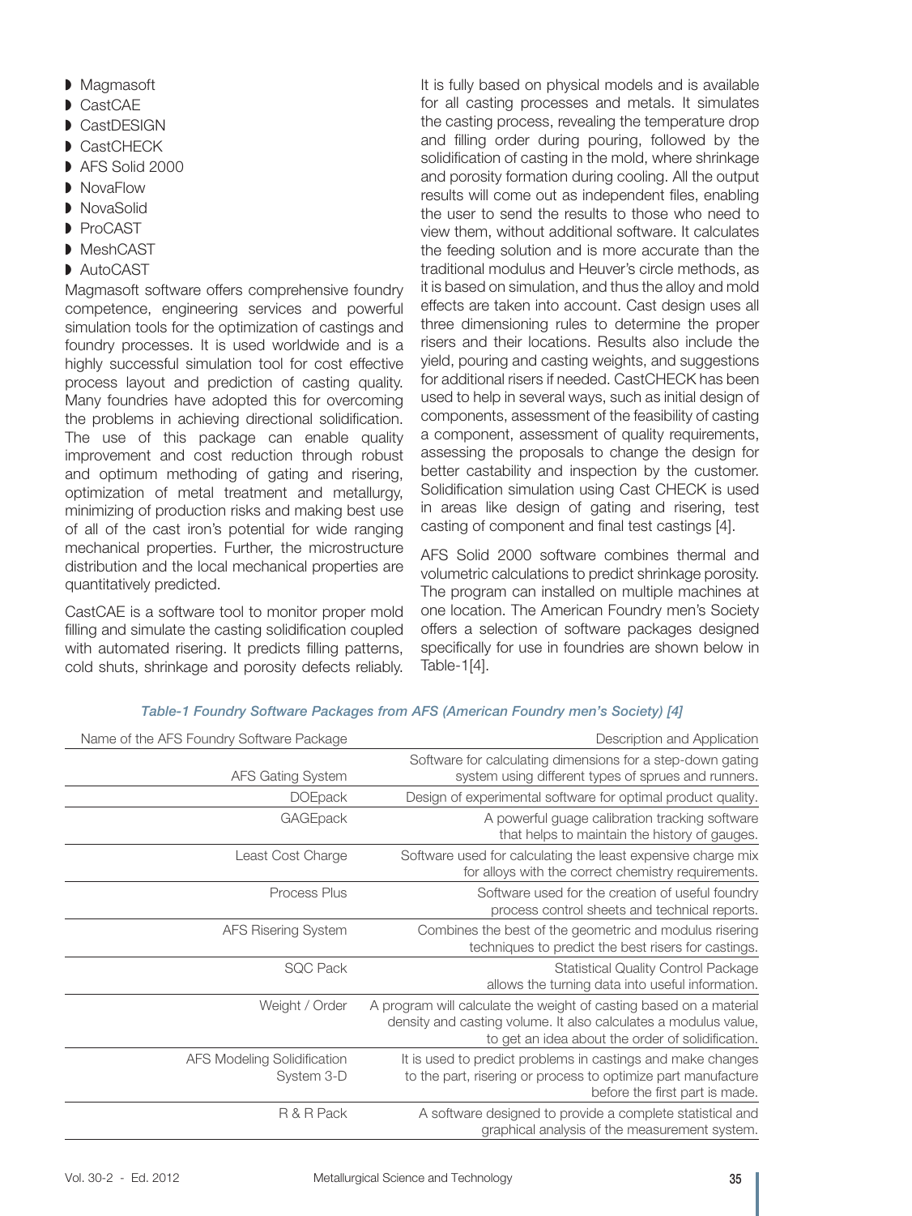- Magmasoft
- CastCAE
- CastDESIGN
- CastCHECK
- AFS Solid 2000
- NovaFlow
- NovaSolid
- ProCAST
- MeshCAST
- AutoCAST

Magmasoft software offers comprehensive foundry competence, engineering services and powerful simulation tools for the optimization of castings and foundry processes. It is used worldwide and is a highly successful simulation tool for cost effective process layout and prediction of casting quality. Many foundries have adopted this for overcoming the problems in achieving directional solidification. The use of this package can enable quality improvement and cost reduction through robust and optimum methoding of gating and risering, optimization of metal treatment and metallurgy, minimizing of production risks and making best use of all of the cast iron's potential for wide ranging mechanical properties. Further, the microstructure distribution and the local mechanical properties are quantitatively predicted.

CastCAE is a software tool to monitor proper mold filling and simulate the casting solidification coupled with automated risering. It predicts filling patterns, cold shuts, shrinkage and porosity defects reliably. It is fully based on physical models and is available for all casting processes and metals. It simulates the casting process, revealing the temperature drop and filling order during pouring, followed by the solidification of casting in the mold, where shrinkage and porosity formation during cooling. All the output results will come out as independent files, enabling the user to send the results to those who need to view them, without additional software. It calculates the feeding solution and is more accurate than the traditional modulus and Heuver's circle methods, as it is based on simulation, and thus the alloy and mold effects are taken into account. Cast design uses all three dimensioning rules to determine the proper risers and their locations. Results also include the yield, pouring and casting weights, and suggestions for additional risers if needed. CastCHECK has been used to help in several ways, such as initial design of components, assessment of the feasibility of casting a component, assessment of quality requirements, assessing the proposals to change the design for better castability and inspection by the customer. Solidification simulation using Cast CHECK is used in areas like design of gating and risering, test casting of component and final test castings [4].

AFS Solid 2000 software combines thermal and volumetric calculations to predict shrinkage porosity. The program can installed on multiple machines at one location. The American Foundry men's Society offers a selection of software packages designed specifically for use in foundries are shown below in Table-1[4].

*Table-1 Foundry Software Packages from AFS (American Foundry men's Society) [4]*

| Name of the AFS Foundry Software Package | Description and Application |
|---|---|
| AFS Gating System | Software for calculating dimensions for a step-down gating system using different types of sprues and runners. |
| DOEpack | Design of experimental software for optimal product quality. |
| GAGEpack | A powerful guage calibration tracking software that helps to maintain the history of gauges. |
| Least Cost Charge | Software used for calculating the least expensive charge mix for alloys with the correct chemistry requirements. |
| Process Plus | Software used for the creation of useful foundry process control sheets and technical reports. |
| AFS Risering System | Combines the best of the geometric and modulus risering techniques to predict the best risers for castings. |
| SQC Pack | Statistical Quality Control Package allows the turning data into useful information. |
| Weight / Order | A program will calculate the weight of casting based on a material density and casting volume. It also calculates a modulus value, to get an idea about the order of solidification. |
| AFS Modeling Solidification System 3-D | It is used to predict problems in castings and make changes to the part, risering or process to optimize part manufacture before the first part is made. |
| R & R Pack | A software designed to provide a complete statistical and graphical analysis of the measurement system. |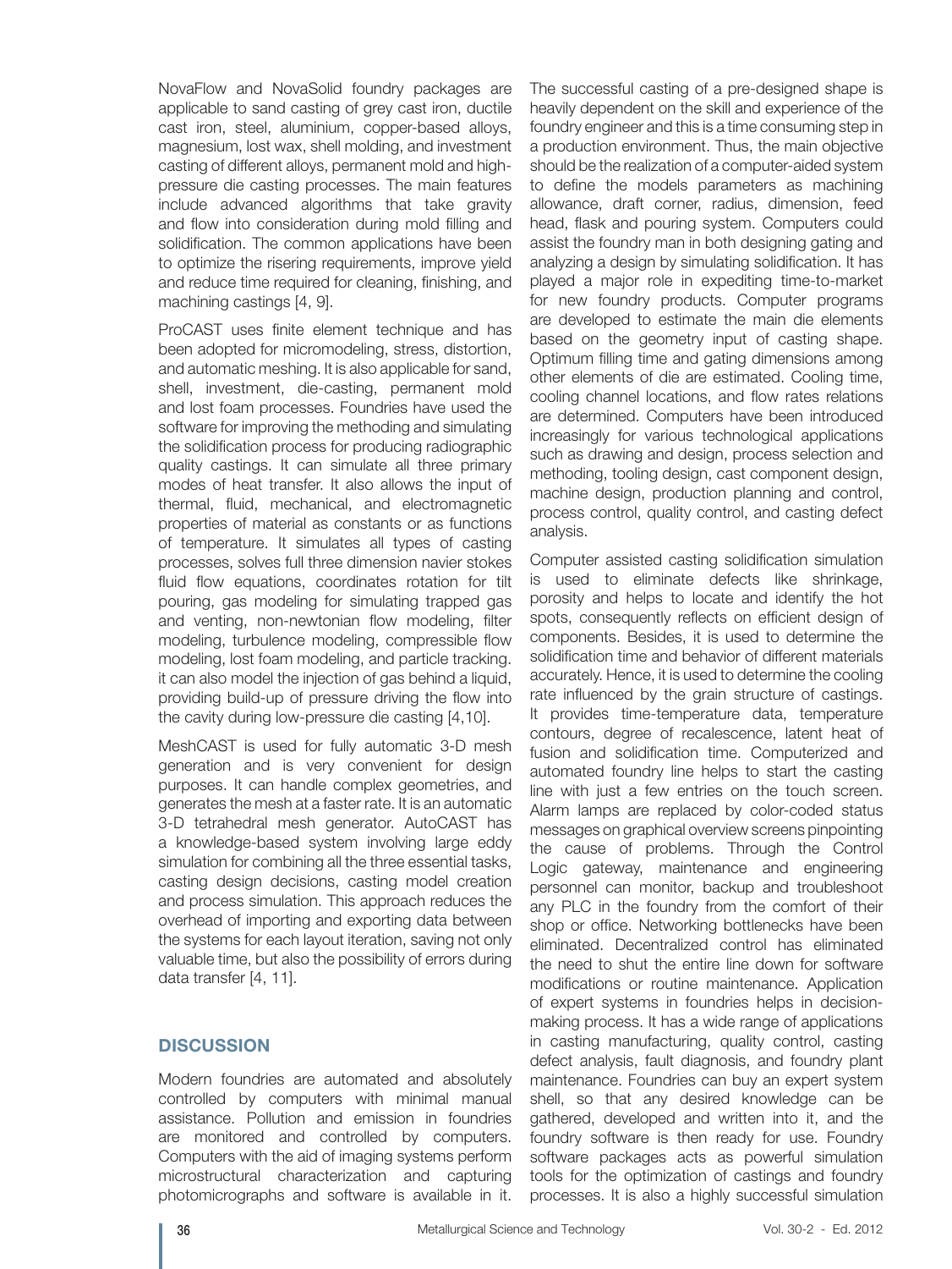NovaFlow and NovaSolid foundry packages are applicable to sand casting of grey cast iron, ductile cast iron, steel, aluminium, copper-based alloys, magnesium, lost wax, shell molding, and investment casting of different alloys, permanent mold and high-pressure die casting processes. The main features include advanced algorithms that take gravity and flow into consideration during mold filling and solidification. The common applications have been to optimize the risering requirements, improve yield and reduce time required for cleaning, finishing, and machining castings [4, 9].

ProCAST uses finite element technique and has been adopted for micromodeling, stress, distortion, and automatic meshing. It is also applicable for sand, shell, investment, die-casting, permanent mold and lost foam processes. Foundries have used the software for improving the methoding and simulating the solidification process for producing radiographic quality castings. It can simulate all three primary modes of heat transfer. It also allows the input of thermal, fluid, mechanical, and electromagnetic properties of material as constants or as functions of temperature. It simulates all types of casting processes, solves full three dimension navier stokes fluid flow equations, coordinates rotation for tilt pouring, gas modeling for simulating trapped gas and venting, non-newtonian flow modeling, filter modeling, turbulence modeling, compressible flow modeling, lost foam modeling, and particle tracking. it can also model the injection of gas behind a liquid, providing build-up of pressure driving the flow into the cavity during low-pressure die casting [4,10].

MeshCAST is used for fully automatic 3-D mesh generation and is very convenient for design purposes. It can handle complex geometries, and generates the mesh at a faster rate. It is an automatic 3-D tetrahedral mesh generator. AutoCAST has a knowledge-based system involving large eddy simulation for combining all the three essential tasks, casting design decisions, casting model creation and process simulation. This approach reduces the overhead of importing and exporting data between the systems for each layout iteration, saving not only valuable time, but also the possibility of errors during data transfer [4, 11].

## DISCUSSION

Modern foundries are automated and absolutely controlled by computers with minimal manual assistance. Pollution and emission in foundries are monitored and controlled by computers. Computers with the aid of imaging systems perform microstructural characterization and capturing photomicrographs and software is available in it. The successful casting of a pre-designed shape is heavily dependent on the skill and experience of the foundry engineer and this is a time consuming step in a production environment. Thus, the main objective should be the realization of a computer-aided system to define the models parameters as machining allowance, draft corner, radius, dimension, feed head, flask and pouring system. Computers could assist the foundry man in both designing gating and analyzing a design by simulating solidification. It has played a major role in expediting time-to-market for new foundry products. Computer programs are developed to estimate the main die elements based on the geometry input of casting shape. Optimum filling time and gating dimensions among other elements of die are estimated. Cooling time, cooling channel locations, and flow rates relations are determined. Computers have been introduced increasingly for various technological applications such as drawing and design, process selection and methoding, tooling design, cast component design, machine design, production planning and control, process control, quality control, and casting defect analysis.

Computer assisted casting solidification simulation is used to eliminate defects like shrinkage, porosity and helps to locate and identify the hot spots, consequently reflects on efficient design of components. Besides, it is used to determine the solidification time and behavior of different materials accurately. Hence, it is used to determine the cooling rate influenced by the grain structure of castings. It provides time-temperature data, temperature contours, degree of recalescence, latent heat of fusion and solidification time. Computerized and automated foundry line helps to start the casting line with just a few entries on the touch screen. Alarm lamps are replaced by color-coded status messages on graphical overview screens pinpointing the cause of problems. Through the Control Logic gateway, maintenance and engineering personnel can monitor, backup and troubleshoot any PLC in the foundry from the comfort of their shop or office. Networking bottlenecks have been eliminated. Decentralized control has eliminated the need to shut the entire line down for software modifications or routine maintenance. Application of expert systems in foundries helps in decision-making process. It has a wide range of applications in casting manufacturing, quality control, casting defect analysis, fault diagnosis, and foundry plant maintenance. Foundries can buy an expert system shell, so that any desired knowledge can be gathered, developed and written into it, and the foundry software is then ready for use. Foundry software packages acts as powerful simulation tools for the optimization of castings and foundry processes. It is also a highly successful simulation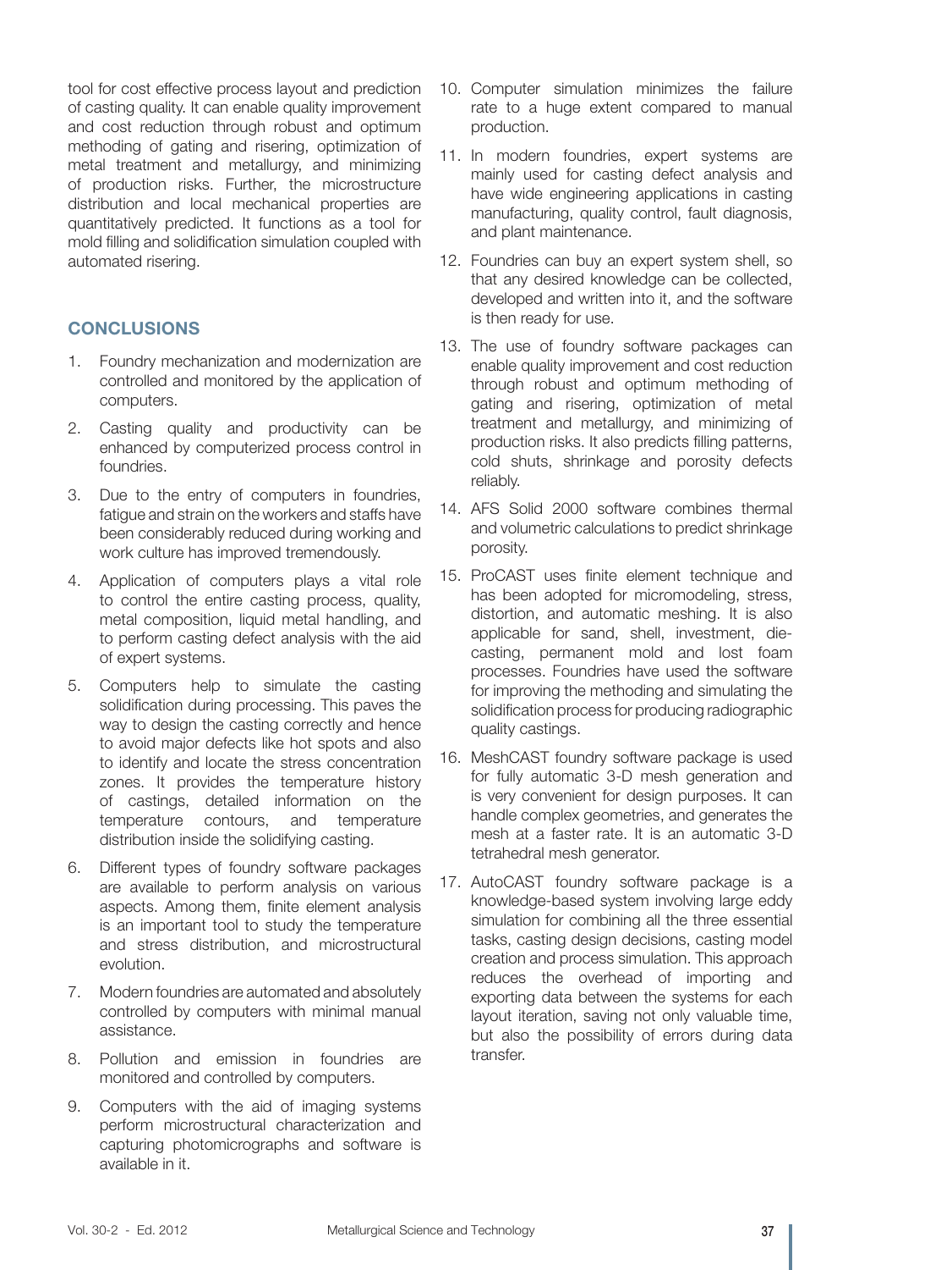tool for cost effective process layout and prediction of casting quality. It can enable quality improvement and cost reduction through robust and optimum methoding of gating and risering, optimization of metal treatment and metallurgy, and minimizing of production risks. Further, the microstructure distribution and local mechanical properties are quantitatively predicted. It functions as a tool for mold filling and solidification simulation coupled with automated risering.

## CONCLUSIONS

1. Foundry mechanization and modernization are controlled and monitored by the application of computers.
2. Casting quality and productivity can be enhanced by computerized process control in foundries.
3. Due to the entry of computers in foundries, fatigue and strain on the workers and staffs have been considerably reduced during working and work culture has improved tremendously.
4. Application of computers plays a vital role to control the entire casting process, quality, metal composition, liquid metal handling, and to perform casting defect analysis with the aid of expert systems.
5. Computers help to simulate the casting solidification during processing. This paves the way to design the casting correctly and hence to avoid major defects like hot spots and also to identify and locate the stress concentration zones. It provides the temperature history of castings, detailed information on the temperature contours, and temperature distribution inside the solidifying casting.
6. Different types of foundry software packages are available to perform analysis on various aspects. Among them, finite element analysis is an important tool to study the temperature and stress distribution, and microstructural evolution.
7. Modern foundries are automated and absolutely controlled by computers with minimal manual assistance.
8. Pollution and emission in foundries are monitored and controlled by computers.
9. Computers with the aid of imaging systems perform microstructural characterization and capturing photomicrographs and software is available in it.
10. Computer simulation minimizes the failure rate to a huge extent compared to manual production.
11. In modern foundries, expert systems are mainly used for casting defect analysis and have wide engineering applications in casting manufacturing, quality control, fault diagnosis, and plant maintenance.
12. Foundries can buy an expert system shell, so that any desired knowledge can be collected, developed and written into it, and the software is then ready for use.
13. The use of foundry software packages can enable quality improvement and cost reduction through robust and optimum methoding of gating and risering, optimization of metal treatment and metallurgy, and minimizing of production risks. It also predicts filling patterns, cold shuts, shrinkage and porosity defects reliably.
14. AFS Solid 2000 software combines thermal and volumetric calculations to predict shrinkage porosity.
15. ProCAST uses finite element technique and has been adopted for micromodeling, stress, distortion, and automatic meshing. It is also applicable for sand, shell, investment, die-casting, permanent mold and lost foam processes. Foundries have used the software for improving the methoding and simulating the solidification process for producing radiographic quality castings.
16. MeshCAST foundry software package is used for fully automatic 3-D mesh generation and is very convenient for design purposes. It can handle complex geometries, and generates the mesh at a faster rate. It is an automatic 3-D tetrahedral mesh generator.
17. AutoCAST foundry software package is a knowledge-based system involving large eddy simulation for combining all the three essential tasks, casting design decisions, casting model creation and process simulation. This approach reduces the overhead of importing and exporting data between the systems for each layout iteration, saving not only valuable time, but also the possibility of errors during data transfer.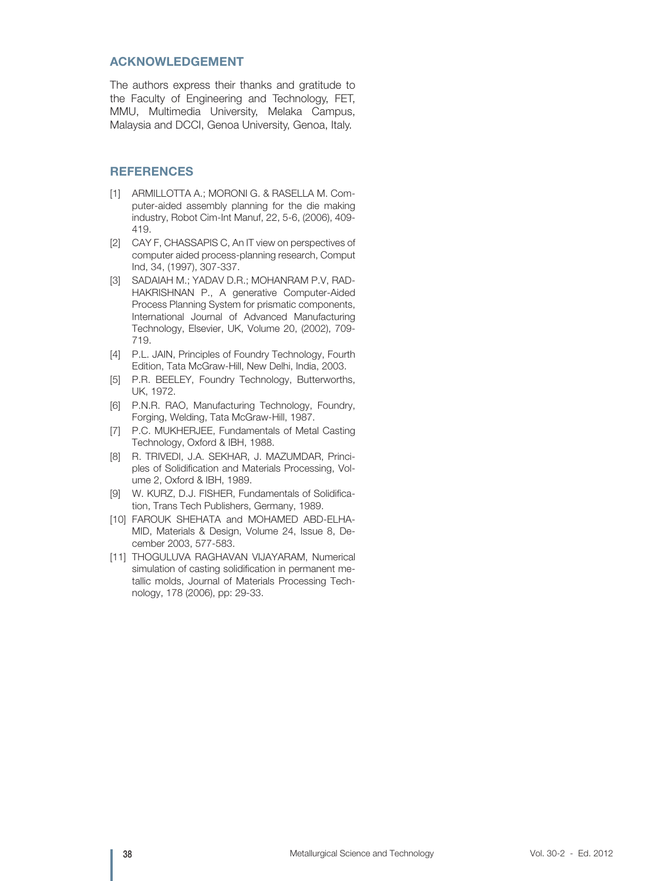## ACKNOWLEDGEMENT

The authors express their thanks and gratitude to the Faculty of Engineering and Technology, FET, MMU, Multimedia University, Melaka Campus, Malaysia and DCCI, Genoa University, Genoa, Italy.

## REFERENCES

[1] ARMILLOTTA A.; MORONI G. & RASELLA M. Computer-aided assembly planning for the die making industry, Robot Cim-Int Manuf, 22, 5-6, (2006), 409-419.

[2] CAY F, CHASSAPIS C, An IT view on perspectives of computer aided process-planning research, Comput Ind, 34, (1997), 307-337.

[3] SADAIAH M.; YADAV D.R.; MOHANRAM P.V, RADHAKRISHNAN P., A generative Computer-Aided Process Planning System for prismatic components, International Journal of Advanced Manufacturing Technology, Elsevier, UK, Volume 20, (2002), 709-719.

[4] P.L. JAIN, Principles of Foundry Technology, Fourth Edition, Tata McGraw-Hill, New Delhi, India, 2003.

[5] P.R. BEELEY, Foundry Technology, Butterworths, UK, 1972.

[6] P.N.R. RAO, Manufacturing Technology, Foundry, Forging, Welding, Tata McGraw-Hill, 1987.

[7] P.C. MUKHERJEE, Fundamentals of Metal Casting Technology, Oxford & IBH, 1988.

[8] R. TRIVEDI, J.A. SEKHAR, J. MAZUMDAR, Principles of Solidification and Materials Processing, Volume 2, Oxford & IBH, 1989.

[9] W. KURZ, D.J. FISHER, Fundamentals of Solidification, Trans Tech Publishers, Germany, 1989.

[10] FAROUK SHEHATA and MOHAMED ABD-ELHAMID, Materials & Design, Volume 24, Issue 8, December 2003, 577-583.

[11] THOGULUVA RAGHAVAN VIJAYARAM, Numerical simulation of casting solidification in permanent metallic molds, Journal of Materials Processing Technology, 178 (2006), pp: 29-33.